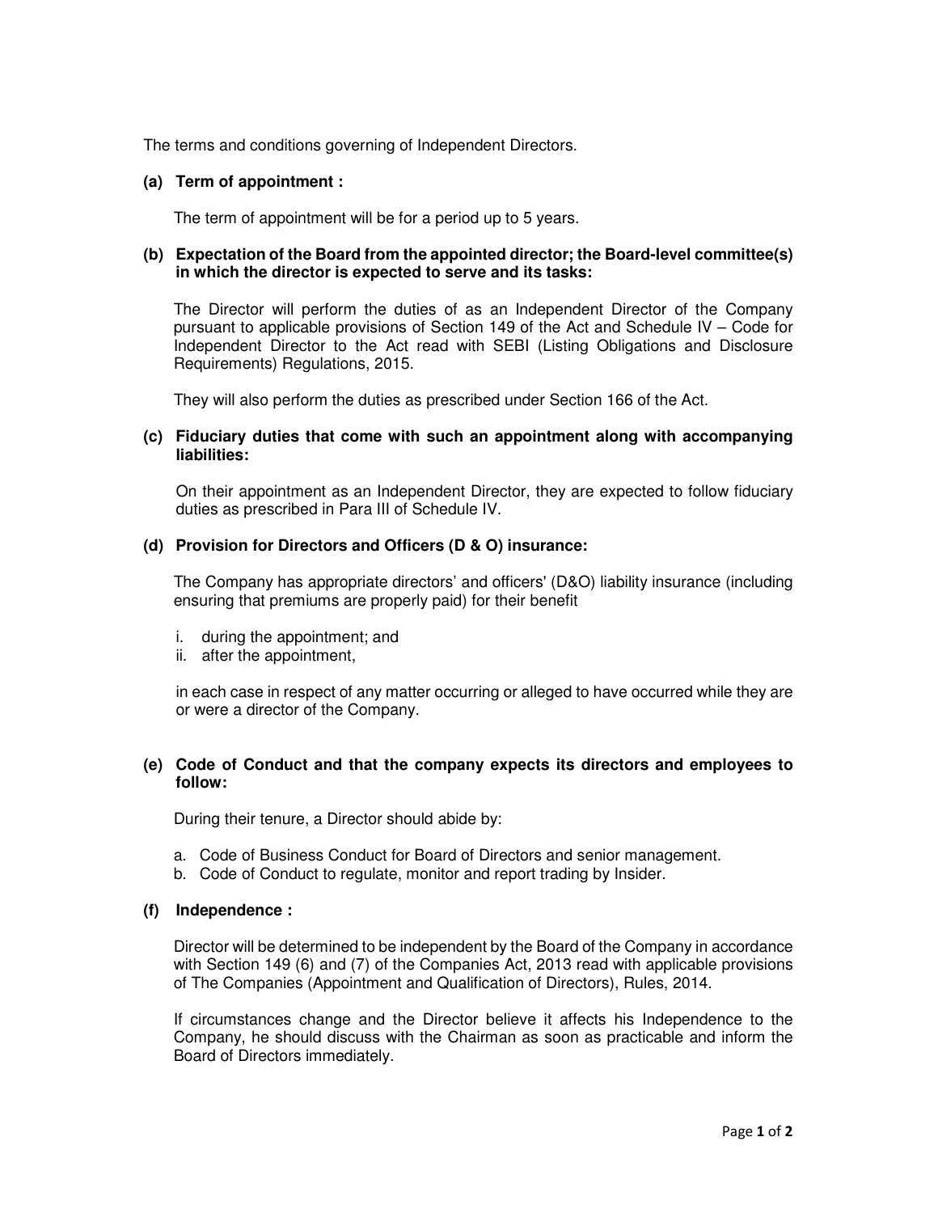The terms and conditions governing of Independent Directors.

**(a) Term of appointment :**

The term of appointment will be for a period up to 5 years.

**(b) Expectation of the Board from the appointed director; the Board-level committee(s) in which the director is expected to serve and its tasks:**

The Director will perform the duties of as an Independent Director of the Company pursuant to applicable provisions of Section 149 of the Act and Schedule IV – Code for Independent Director to the Act read with SEBI (Listing Obligations and Disclosure Requirements) Regulations, 2015.

They will also perform the duties as prescribed under Section 166 of the Act.

**(c) Fiduciary duties that come with such an appointment along with accompanying liabilities:**

On their appointment as an Independent Director, they are expected to follow fiduciary duties as prescribed in Para III of Schedule IV.

**(d) Provision for Directors and Officers (D & O) insurance:**

The Company has appropriate directors' and officers' (D&O) liability insurance (including ensuring that premiums are properly paid) for their benefit

i. during the appointment; and
ii. after the appointment,

in each case in respect of any matter occurring or alleged to have occurred while they are or were a director of the Company.

**(e) Code of Conduct and that the company expects its directors and employees to follow:**

During their tenure, a Director should abide by:

a. Code of Business Conduct for Board of Directors and senior management.
b. Code of Conduct to regulate, monitor and report trading by Insider.

**(f) Independence :**

Director will be determined to be independent by the Board of the Company in accordance with Section 149 (6) and (7) of the Companies Act, 2013 read with applicable provisions of The Companies (Appointment and Qualification of Directors), Rules, 2014.

If circumstances change and the Director believe it affects his Independence to the Company, he should discuss with the Chairman as soon as practicable and inform the Board of Directors immediately.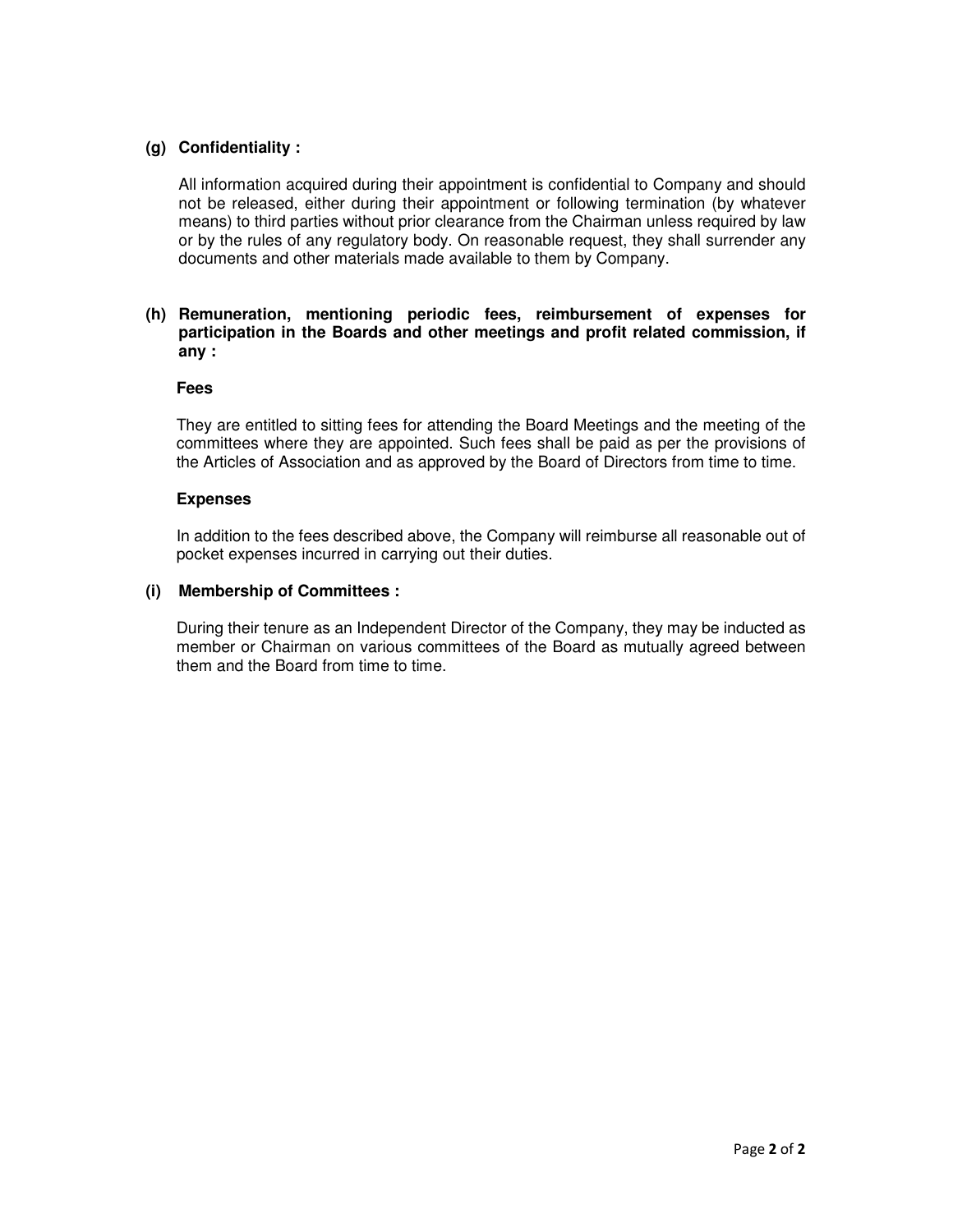**(g) Confidentiality :**

All information acquired during their appointment is confidential to Company and should not be released, either during their appointment or following termination (by whatever means) to third parties without prior clearance from the Chairman unless required by law or by the rules of any regulatory body. On reasonable request, they shall surrender any documents and other materials made available to them by Company.

**(h) Remuneration, mentioning periodic fees, reimbursement of expenses for participation in the Boards and other meetings and profit related commission, if any :**

**Fees**

They are entitled to sitting fees for attending the Board Meetings and the meeting of the committees where they are appointed. Such fees shall be paid as per the provisions of the Articles of Association and as approved by the Board of Directors from time to time.

**Expenses**

In addition to the fees described above, the Company will reimburse all reasonable out of pocket expenses incurred in carrying out their duties.

**(i) Membership of Committees :**

During their tenure as an Independent Director of the Company, they may be inducted as member or Chairman on various committees of the Board as mutually agreed between them and the Board from time to time.